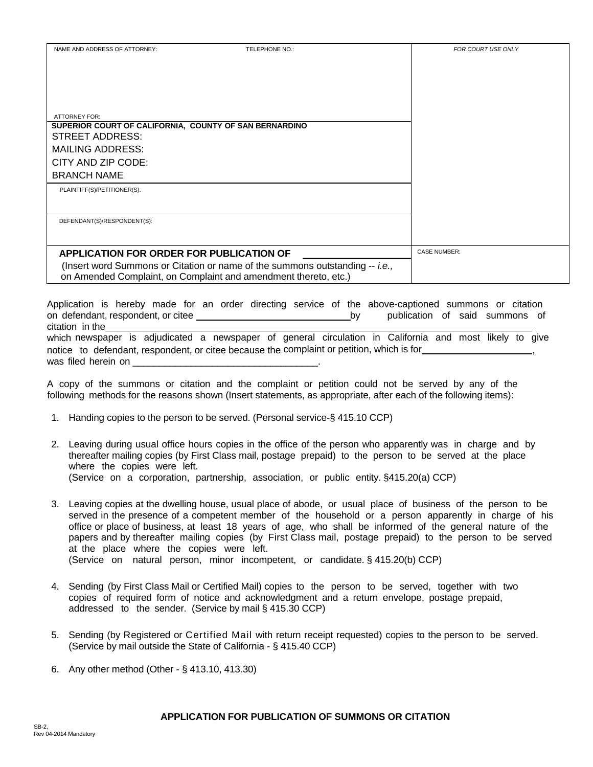| NAME AND ADDRESS OF ATTORNEY: TELEPHONE NO.: | FOR COURT USE ONLY |
| --- | --- |
| ATTORNEY FOR: | |
| **SUPERIOR COURT OF CALIFORNIA, COUNTY OF SAN BERNARDINO**<br>STREET ADDRESS:<br>MAILING ADDRESS:<br>CITY AND ZIP CODE:<br>BRANCH NAME | |
| PLAINTIFF(S)/PETITIONER(S): | |
| DEFENDANT(S)/RESPONDENT(S): | |
| **APPLICATION FOR ORDER FOR PUBLICATION OF** ____________________<br>(Insert word Summons or Citation or name of the summons outstanding -- *i.e.,* on Amended Complaint, on Complaint and amendment thereto, etc.) | CASE NUMBER: |

Application is hereby made for an order directing service of the above-captioned summons or citation on defendant, respondent, or citee ______________________________ by publication of said summons of citation in the ____________________________________________________________ which newspaper is adjudicated a newspaper of general circulation in California and most likely to give notice to defendant, respondent, or citee because the complaint or petition, which is for ____________________, was filed herein on ___________________________________.

A copy of the summons or citation and the complaint or petition could not be served by any of the following methods for the reasons shown (Insert statements, as appropriate, after each of the following items):

1. Handing copies to the person to be served. (Personal service-§ 415.10 CCP)

2. Leaving during usual office hours copies in the office of the person who apparently was in charge and by thereafter mailing copies (by First Class mail, postage prepaid) to the person to be served at the place where the copies were left.
   (Service on a corporation, partnership, association, or public entity. §415.20(a) CCP)

3. Leaving copies at the dwelling house, usual place of abode, or usual place of business of the person to be served in the presence of a competent member of the household or a person apparently in charge of his office or place of business, at least 18 years of age, who shall be informed of the general nature of the papers and by thereafter mailing copies (by First Class mail, postage prepaid) to the person to be served at the place where the copies were left.
   (Service on natural person, minor incompetent, or candidate. § 415.20(b) CCP)

4. Sending (by First Class Mail or Certified Mail) copies to the person to be served, together with two copies of required form of notice and acknowledgment and a return envelope, postage prepaid, addressed to the sender. (Service by mail § 415.30 CCP)

5. Sending (by Registered or Certified Mail with return receipt requested) copies to the person to be served. (Service by mail outside the State of California - § 415.40 CCP)

6. Any other method (Other - § 413.10, 413.30)

**APPLICATION FOR PUBLICATION OF SUMMONS OR CITATION**

SB-2,
Rev 04-2014 Mandatory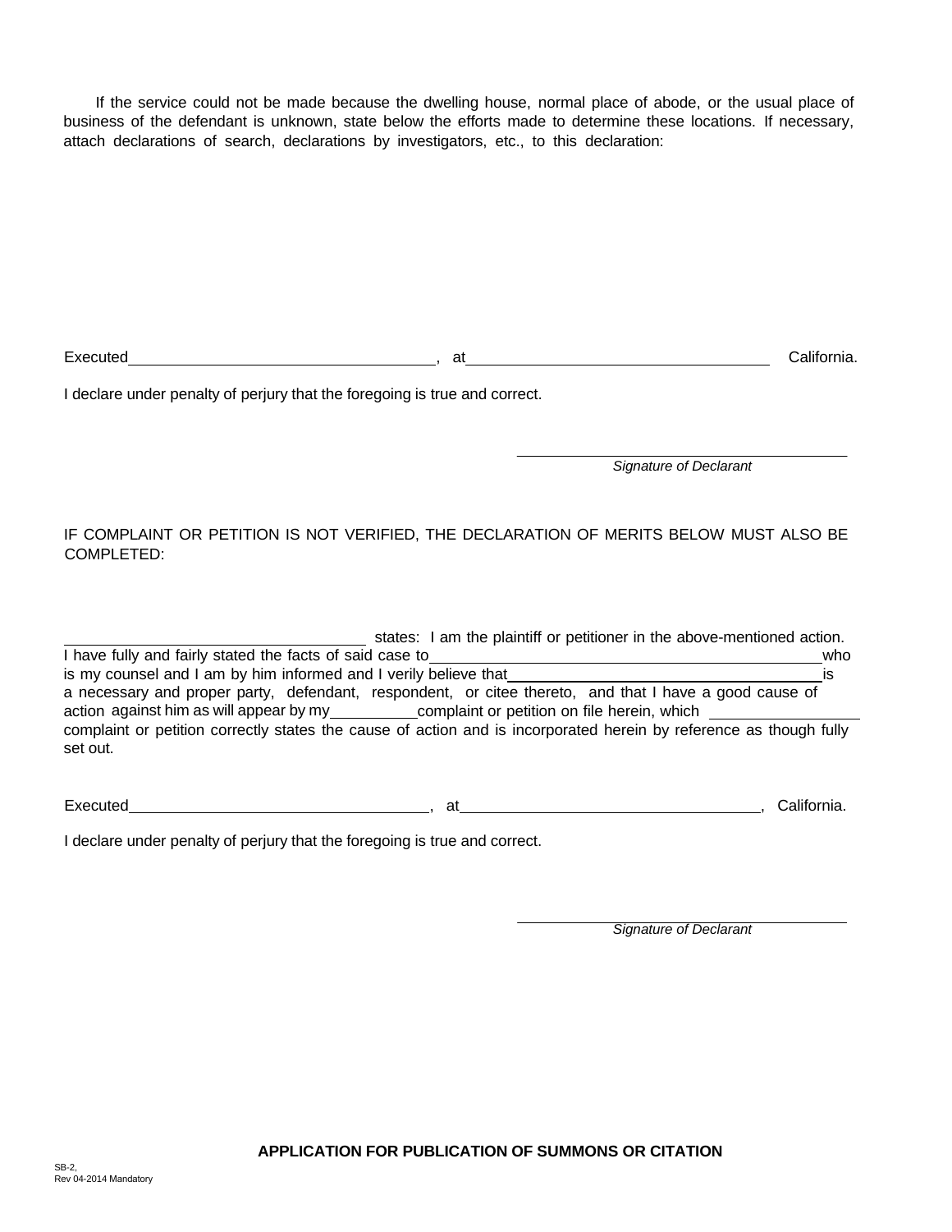If the service could not be made because the dwelling house, normal place of abode, or the usual place of business of the defendant is unknown, state below the efforts made to determine these locations. If necessary, attach declarations of search, declarations by investigators, etc., to this declaration:

Executed ____________________________________, at ____________________________________ California.

I declare under penalty of perjury that the foregoing is true and correct.

____________________________________

*Signature of Declarant*

IF COMPLAINT OR PETITION IS NOT VERIFIED, THE DECLARATION OF MERITS BELOW MUST ALSO BE COMPLETED:

____________________________________ states: I am the plaintiff or petitioner in the above-mentioned action. I have fully and fairly stated the facts of said case to ______________________________________________ who is my counsel and I am by him informed and I verily believe that ________________________________________ is a necessary and proper party, defendant, respondent, or citee thereto, and that I have a good cause of action against him as will appear by my __________ complaint or petition on file herein, which __________________ complaint or petition correctly states the cause of action and is incorporated herein by reference as though fully set out.

Executed ____________________________________, at ____________________________________, California.

I declare under penalty of perjury that the foregoing is true and correct.

____________________________________

*Signature of Declarant*

**APPLICATION FOR PUBLICATION OF SUMMONS OR CITATION**

SB-2,
Rev 04-2014 Mandatory